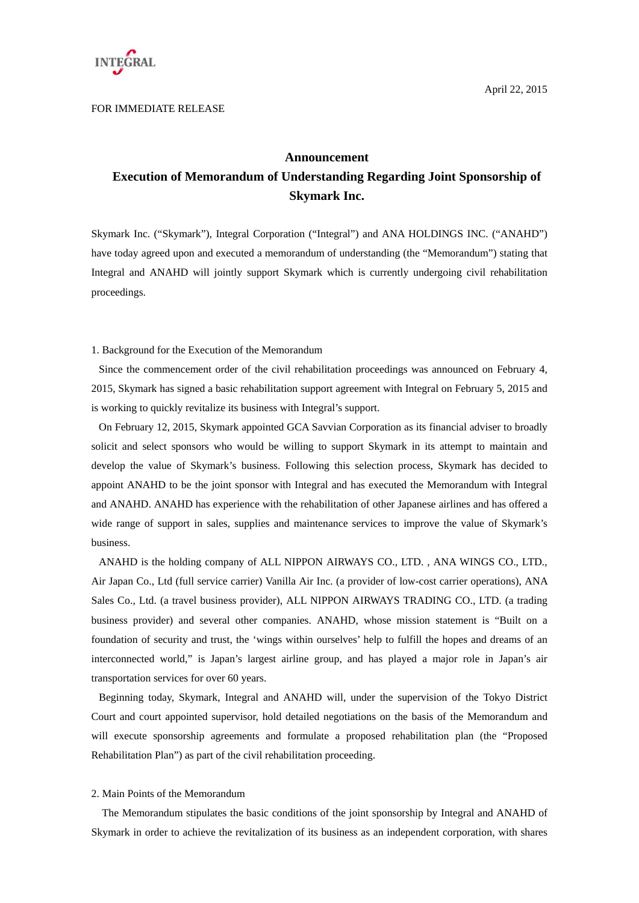INTEGRAL

April 22, 2015

FOR IMMEDIATE RELEASE

# Announcement
# Execution of Memorandum of Understanding Regarding Joint Sponsorship of Skymark Inc.

Skymark Inc. ("Skymark"), Integral Corporation ("Integral") and ANA HOLDINGS INC. ("ANAHD") have today agreed upon and executed a memorandum of understanding (the "Memorandum") stating that Integral and ANAHD will jointly support Skymark which is currently undergoing civil rehabilitation proceedings.

1. Background for the Execution of the Memorandum

Since the commencement order of the civil rehabilitation proceedings was announced on February 4, 2015, Skymark has signed a basic rehabilitation support agreement with Integral on February 5, 2015 and is working to quickly revitalize its business with Integral's support.

On February 12, 2015, Skymark appointed GCA Savvian Corporation as its financial adviser to broadly solicit and select sponsors who would be willing to support Skymark in its attempt to maintain and develop the value of Skymark's business. Following this selection process, Skymark has decided to appoint ANAHD to be the joint sponsor with Integral and has executed the Memorandum with Integral and ANAHD. ANAHD has experience with the rehabilitation of other Japanese airlines and has offered a wide range of support in sales, supplies and maintenance services to improve the value of Skymark's business.

ANAHD is the holding company of ALL NIPPON AIRWAYS CO., LTD. , ANA WINGS CO., LTD., Air Japan Co., Ltd (full service carrier) Vanilla Air Inc. (a provider of low-cost carrier operations), ANA Sales Co., Ltd. (a travel business provider), ALL NIPPON AIRWAYS TRADING CO., LTD. (a trading business provider) and several other companies. ANAHD, whose mission statement is "Built on a foundation of security and trust, the 'wings within ourselves' help to fulfill the hopes and dreams of an interconnected world," is Japan's largest airline group, and has played a major role in Japan's air transportation services for over 60 years.

Beginning today, Skymark, Integral and ANAHD will, under the supervision of the Tokyo District Court and court appointed supervisor, hold detailed negotiations on the basis of the Memorandum and will execute sponsorship agreements and formulate a proposed rehabilitation plan (the "Proposed Rehabilitation Plan") as part of the civil rehabilitation proceeding.

2. Main Points of the Memorandum

The Memorandum stipulates the basic conditions of the joint sponsorship by Integral and ANAHD of Skymark in order to achieve the revitalization of its business as an independent corporation, with shares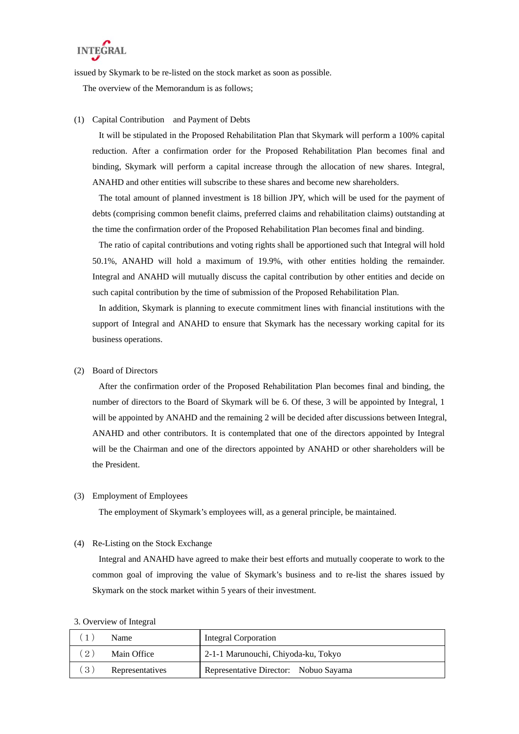issued by Skymark to be re-listed on the stock market as soon as possible.

The overview of the Memorandum is as follows;

(1) Capital Contribution and Payment of Debts

It will be stipulated in the Proposed Rehabilitation Plan that Skymark will perform a 100% capital reduction. After a confirmation order for the Proposed Rehabilitation Plan becomes final and binding, Skymark will perform a capital increase through the allocation of new shares. Integral, ANAHD and other entities will subscribe to these shares and become new shareholders.

The total amount of planned investment is 18 billion JPY, which will be used for the payment of debts (comprising common benefit claims, preferred claims and rehabilitation claims) outstanding at the time the confirmation order of the Proposed Rehabilitation Plan becomes final and binding.

The ratio of capital contributions and voting rights shall be apportioned such that Integral will hold 50.1%, ANAHD will hold a maximum of 19.9%, with other entities holding the remainder. Integral and ANAHD will mutually discuss the capital contribution by other entities and decide on such capital contribution by the time of submission of the Proposed Rehabilitation Plan.

In addition, Skymark is planning to execute commitment lines with financial institutions with the support of Integral and ANAHD to ensure that Skymark has the necessary working capital for its business operations.

(2) Board of Directors

After the confirmation order of the Proposed Rehabilitation Plan becomes final and binding, the number of directors to the Board of Skymark will be 6. Of these, 3 will be appointed by Integral, 1 will be appointed by ANAHD and the remaining 2 will be decided after discussions between Integral, ANAHD and other contributors. It is contemplated that one of the directors appointed by Integral will be the Chairman and one of the directors appointed by ANAHD or other shareholders will be the President.

(3) Employment of Employees

The employment of Skymark's employees will, as a general principle, be maintained.

(4) Re-Listing on the Stock Exchange

Integral and ANAHD have agreed to make their best efforts and mutually cooperate to work to the common goal of improving the value of Skymark's business and to re-list the shares issued by Skymark on the stock market within 5 years of their investment.

3. Overview of Integral

| | | |
|---|---|---|
| （1） | Name | Integral Corporation |
| （2） | Main Office | 2-1-1 Marunouchi, Chiyoda-ku, Tokyo |
| （3） | Representatives | Representative Director: Nobuo Sayama |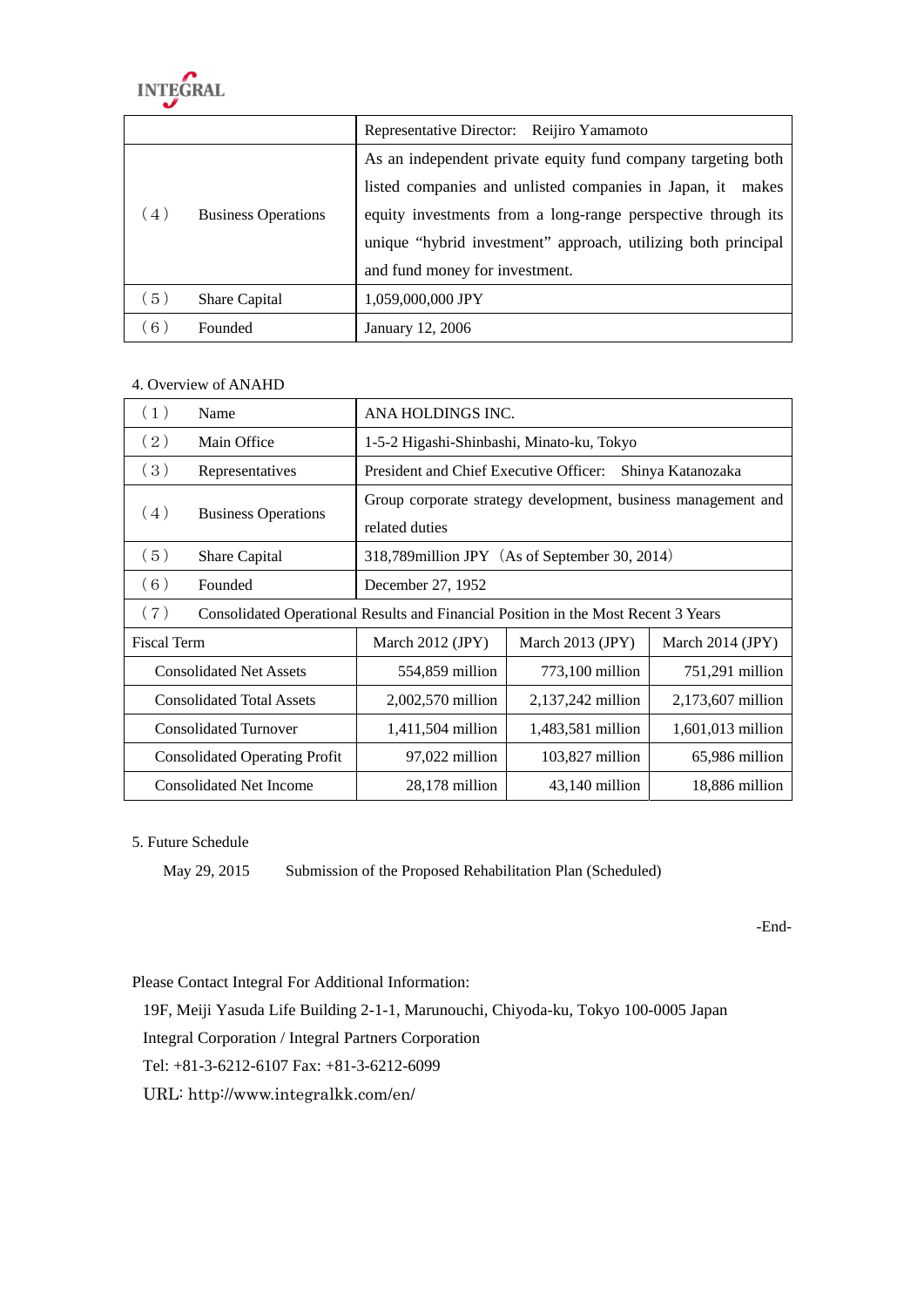| | |
|---|---|
| | Representative Director: Reijiro Yamamoto |
| （4） Business Operations | As an independent private equity fund company targeting both listed companies and unlisted companies in Japan, it makes equity investments from a long-range perspective through its unique “hybrid investment” approach, utilizing both principal and fund money for investment. |
| （5） Share Capital | 1,059,000,000 JPY |
| （6） Founded | January 12, 2006 |

4. Overview of ANAHD

| | | | |
|---|---|---|---|
| （1） Name | ANA HOLDINGS INC. | | |
| （2） Main Office | 1-5-2 Higashi-Shinbashi, Minato-ku, Tokyo | | |
| （3） Representatives | President and Chief Executive Officer: Shinya Katanozaka | | |
| （4） Business Operations | Group corporate strategy development, business management and related duties | | |
| （5） Share Capital | 318,789million JPY（As of September 30, 2014） | | |
| （6） Founded | December 27, 1952 | | |
| （7） Consolidated Operational Results and Financial Position in the Most Recent 3 Years | | | |
| Fiscal Term | March 2012 (JPY) | March 2013 (JPY) | March 2014 (JPY) |
| Consolidated Net Assets | 554,859 million | 773,100 million | 751,291 million |
| Consolidated Total Assets | 2,002,570 million | 2,137,242 million | 2,173,607 million |
| Consolidated Turnover | 1,411,504 million | 1,483,581 million | 1,601,013 million |
| Consolidated Operating Profit | 97,022 million | 103,827 million | 65,986 million |
| Consolidated Net Income | 28,178 million | 43,140 million | 18,886 million |

5. Future Schedule

May 29, 2015 Submission of the Proposed Rehabilitation Plan (Scheduled)

-End-

Please Contact Integral For Additional Information:

19F, Meiji Yasuda Life Building 2-1-1, Marunouchi, Chiyoda-ku, Tokyo 100-0005 Japan

Integral Corporation / Integral Partners Corporation

Tel: +81-3-6212-6107 Fax: +81-3-6212-6099

URL: http://www.integralkk.com/en/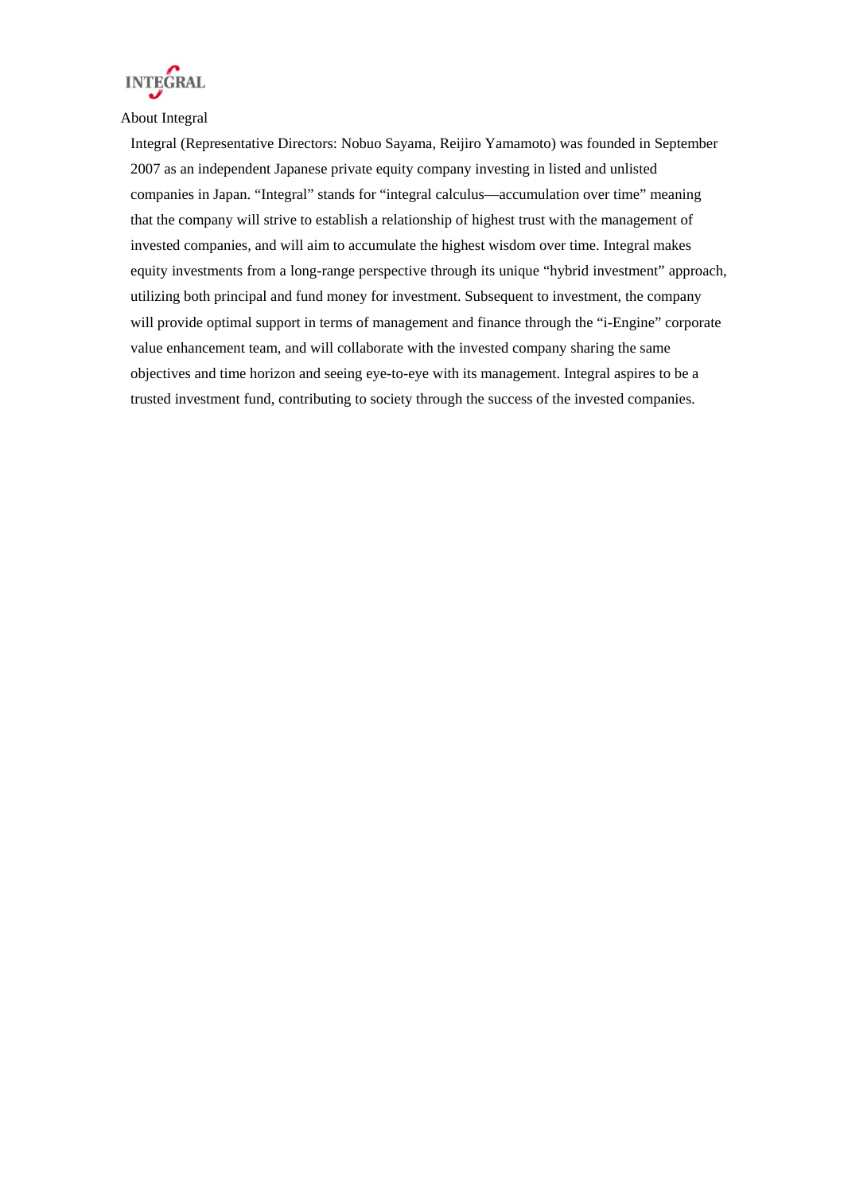INTEGRAL

## About Integral

Integral (Representative Directors: Nobuo Sayama, Reijiro Yamamoto) was founded in September 2007 as an independent Japanese private equity company investing in listed and unlisted companies in Japan. “Integral” stands for “integral calculus—accumulation over time” meaning that the company will strive to establish a relationship of highest trust with the management of invested companies, and will aim to accumulate the highest wisdom over time. Integral makes equity investments from a long-range perspective through its unique “hybrid investment” approach, utilizing both principal and fund money for investment. Subsequent to investment, the company will provide optimal support in terms of management and finance through the “i-Engine” corporate value enhancement team, and will collaborate with the invested company sharing the same objectives and time horizon and seeing eye-to-eye with its management. Integral aspires to be a trusted investment fund, contributing to society through the success of the invested companies.